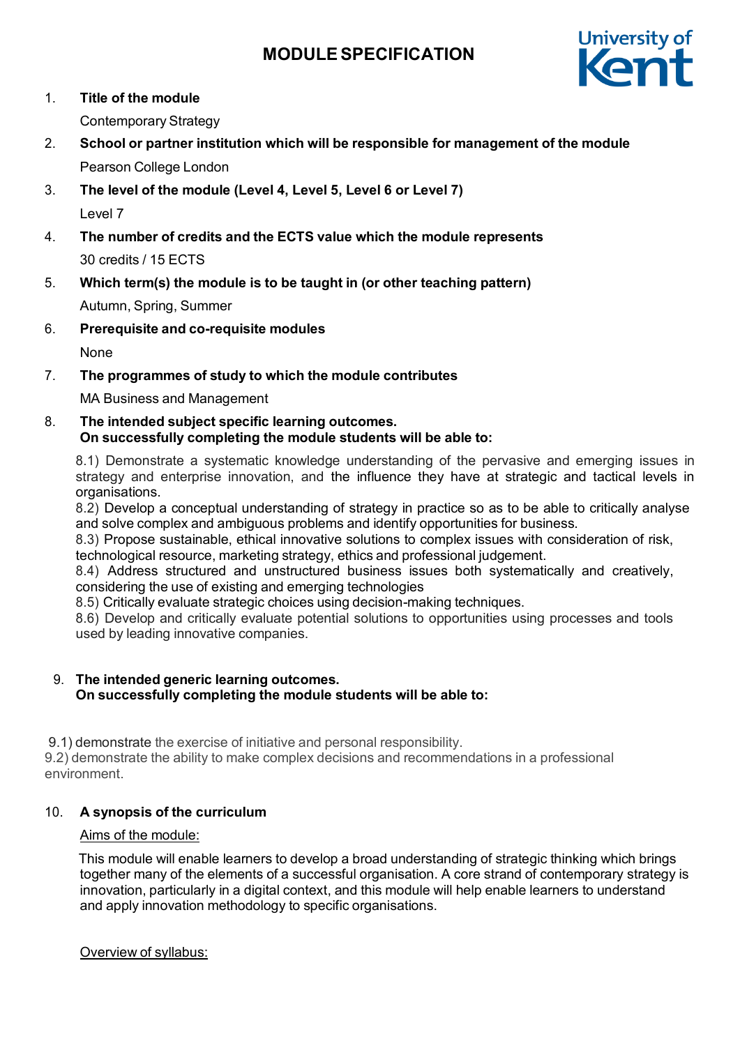# MODULE SPECIFICATION

1. **Title of the module**

   Contemporary Strategy

2. **School or partner institution which will be responsible for management of the module**

   Pearson College London

3. **The level of the module (Level 4, Level 5, Level 6 or Level 7)**

   Level 7

4. **The number of credits and the ECTS value which the module represents**

   30 credits / 15 ECTS

5. **Which term(s) the module is to be taught in (or other teaching pattern)**

   Autumn, Spring, Summer

6. **Prerequisite and co-requisite modules**

   None

7. **The programmes of study to which the module contributes**

   MA Business and Management

8. **The intended subject specific learning outcomes. On successfully completing the module students will be able to:**

   8.1) Demonstrate a systematic knowledge understanding of the pervasive and emerging issues in strategy and enterprise innovation, and the influence they have at strategic and tactical levels in organisations.
   8.2) Develop a conceptual understanding of strategy in practice so as to be able to critically analyse and solve complex and ambiguous problems and identify opportunities for business.
   8.3) Propose sustainable, ethical innovative solutions to complex issues with consideration of risk, technological resource, marketing strategy, ethics and professional judgement.
   8.4) Address structured and unstructured business issues both systematically and creatively, considering the use of existing and emerging technologies
   8.5) Critically evaluate strategic choices using decision-making techniques.
   8.6) Develop and critically evaluate potential solutions to opportunities using processes and tools used by leading innovative companies.

9. **The intended generic learning outcomes. On successfully completing the module students will be able to:**

9.1) demonstrate the exercise of initiative and personal responsibility.
9.2) demonstrate the ability to make complex decisions and recommendations in a professional environment.

10. **A synopsis of the curriculum**

    Aims of the module:

    This module will enable learners to develop a broad understanding of strategic thinking which brings together many of the elements of a successful organisation. A core strand of contemporary strategy is innovation, particularly in a digital context, and this module will help enable learners to understand and apply innovation methodology to specific organisations.

    Overview of syllabus: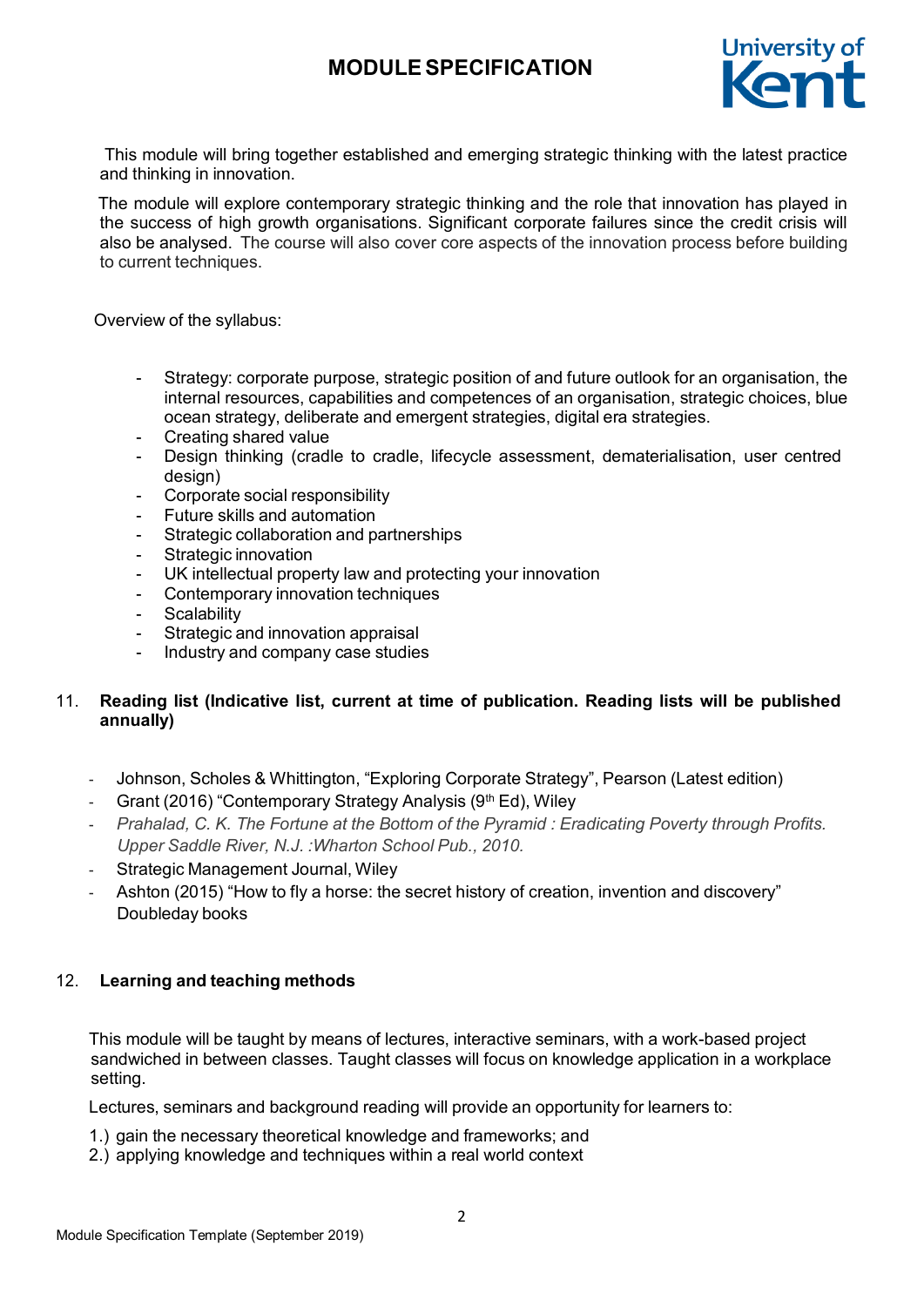This module will bring together established and emerging strategic thinking with the latest practice and thinking in innovation.

The module will explore contemporary strategic thinking and the role that innovation has played in the success of high growth organisations. Significant corporate failures since the credit crisis will also be analysed. The course will also cover core aspects of the innovation process before building to current techniques.

Overview of the syllabus:

- Strategy: corporate purpose, strategic position of and future outlook for an organisation, the internal resources, capabilities and competences of an organisation, strategic choices, blue ocean strategy, deliberate and emergent strategies, digital era strategies.
- Creating shared value
- Design thinking (cradle to cradle, lifecycle assessment, dematerialisation, user centred design)
- Corporate social responsibility
- Future skills and automation
- Strategic collaboration and partnerships
- Strategic innovation
- UK intellectual property law and protecting your innovation
- Contemporary innovation techniques
- Scalability
- Strategic and innovation appraisal
- Industry and company case studies

## 11. Reading list (Indicative list, current at time of publication. Reading lists will be published annually)

- Johnson, Scholes & Whittington, "Exploring Corporate Strategy", Pearson (Latest edition)
- Grant (2016) "Contemporary Strategy Analysis (9th Ed), Wiley
- *Prahalad, C. K. The Fortune at the Bottom of the Pyramid : Eradicating Poverty through Profits. Upper Saddle River, N.J. :Wharton School Pub., 2010.*
- Strategic Management Journal, Wiley
- Ashton (2015) "How to fly a horse: the secret history of creation, invention and discovery" Doubleday books

## 12. Learning and teaching methods

This module will be taught by means of lectures, interactive seminars, with a work-based project sandwiched in between classes. Taught classes will focus on knowledge application in a workplace setting.

Lectures, seminars and background reading will provide an opportunity for learners to:

1.) gain the necessary theoretical knowledge and frameworks; and
2.) applying knowledge and techniques within a real world context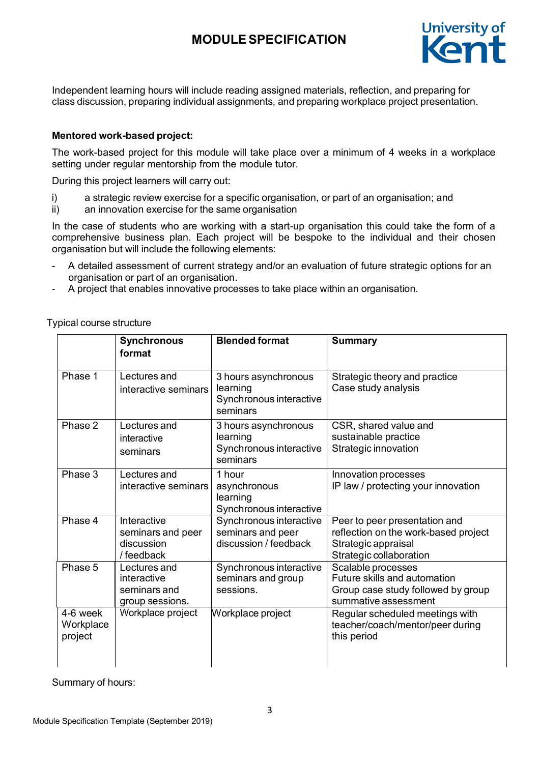Independent learning hours will include reading assigned materials, reflection, and preparing for class discussion, preparing individual assignments, and preparing workplace project presentation.

**Mentored work-based project:**

The work-based project for this module will take place over a minimum of 4 weeks in a workplace setting under regular mentorship from the module tutor.

During this project learners will carry out:

i) a strategic review exercise for a specific organisation, or part of an organisation; and
ii) an innovation exercise for the same organisation

In the case of students who are working with a start-up organisation this could take the form of a comprehensive business plan. Each project will be bespoke to the individual and their chosen organisation but will include the following elements:

- A detailed assessment of current strategy and/or an evaluation of future strategic options for an organisation or part of an organisation.
- A project that enables innovative processes to take place within an organisation.

Typical course structure

| | **Synchronous format** | **Blended format** | **Summary** |
|---|---|---|---|
| Phase 1 | Lectures and interactive seminars | 3 hours asynchronous learning<br>Synchronous interactive seminars | Strategic theory and practice<br>Case study analysis |
| Phase 2 | Lectures and interactive seminars | 3 hours asynchronous learning<br>Synchronous interactive seminars | CSR, shared value and sustainable practice<br>Strategic innovation |
| Phase 3 | Lectures and interactive seminars | 1 hour asynchronous learning<br>Synchronous interactive | Innovation processes<br>IP law / protecting your innovation |
| Phase 4 | Interactive seminars and peer discussion / feedback | Synchronous interactive seminars and peer discussion / feedback | Peer to peer presentation and reflection on the work-based project<br>Strategic appraisal<br>Strategic collaboration |
| Phase 5 | Lectures and interactive seminars and group sessions. | Synchronous interactive seminars and group sessions. | Scalable processes<br>Future skills and automation<br>Group case study followed by group summative assessment |
| 4-6 week Workplace project | Workplace project | Workplace project | Regular scheduled meetings with teacher/coach/mentor/peer during this period |

Summary of hours: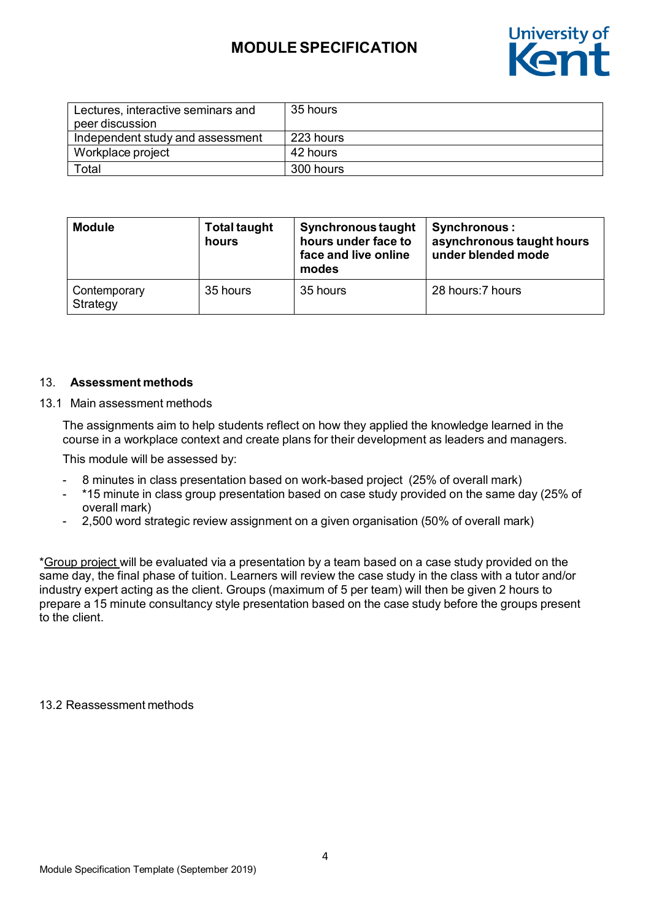| Lectures, interactive seminars and peer discussion | 35 hours |
| --- | --- |
| Independent study and assessment | 223 hours |
| Workplace project | 42 hours |
| Total | 300 hours |

| Module | Total taught hours | Synchronous taught hours under face to face and live online modes | Synchronous : asynchronous taught hours under blended mode |
| --- | --- | --- | --- |
| Contemporary Strategy | 35 hours | 35 hours | 28 hours:7 hours |

## 13. Assessment methods

### 13.1 Main assessment methods

The assignments aim to help students reflect on how they applied the knowledge learned in the course in a workplace context and create plans for their development as leaders and managers.

This module will be assessed by:

- 8 minutes in class presentation based on work-based project (25% of overall mark)
- *15 minute in class group presentation based on case study provided on the same day (25% of overall mark)
- 2,500 word strategic review assignment on a given organisation (50% of overall mark)

*Group project will be evaluated via a presentation by a team based on a case study provided on the same day, the final phase of tuition. Learners will review the case study in the class with a tutor and/or industry expert acting as the client. Groups (maximum of 5 per team) will then be given 2 hours to prepare a 15 minute consultancy style presentation based on the case study before the groups present to the client.

### 13.2 Reassessment methods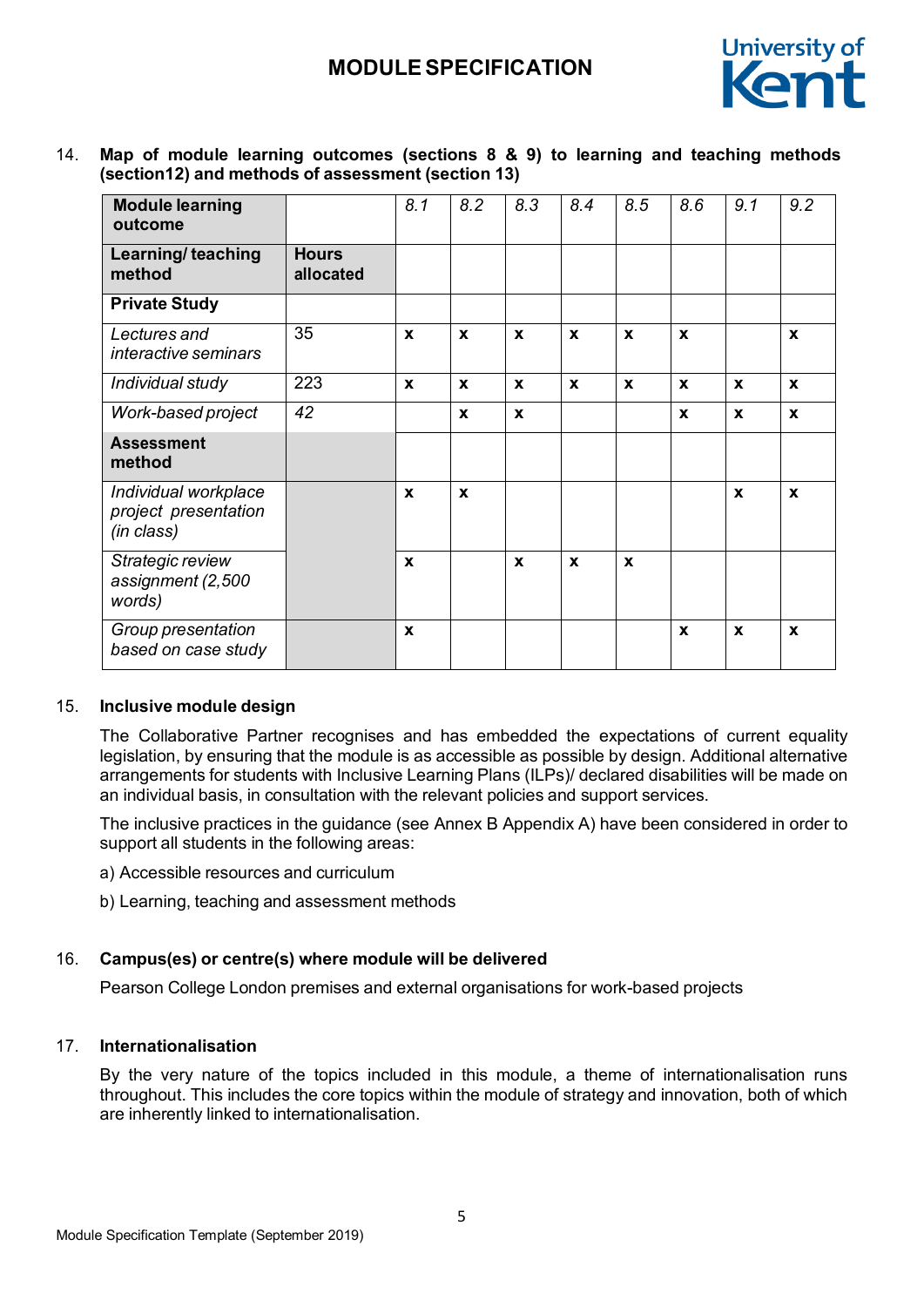14. **Map of module learning outcomes (sections 8 & 9) to learning and teaching methods (section12) and methods of assessment (section 13)**

| **Module learning outcome** | | *8.1* | *8.2* | *8.3* | *8.4* | *8.5* | *8.6* | *9.1* | *9.2* |
|---|---|---|---|---|---|---|---|---|---|
| **Learning/ teaching method** | **Hours allocated** | | | | | | | | |
| **Private Study** | | | | | | | | | |
| *Lectures and interactive seminars* | 35 | **x** | **x** | **x** | **x** | **x** | **x** | | **x** |
| *Individual study* | 223 | **x** | **x** | **x** | **x** | **x** | **x** | **x** | **x** |
| *Work-based project* | *42* | | **x** | **x** | | | **x** | **x** | **x** |
| **Assessment method** | | | | | | | | | |
| *Individual workplace project presentation (in class)* | | **x** | **x** | | | | | **x** | **x** |
| *Strategic review assignment (2,500 words)* | | **x** | | **x** | **x** | **x** | | | |
| *Group presentation based on case study* | | **x** | | | | | **x** | **x** | **x** |

15. **Inclusive module design**

The Collaborative Partner recognises and has embedded the expectations of current equality legislation, by ensuring that the module is as accessible as possible by design. Additional alternative arrangements for students with Inclusive Learning Plans (ILPs)/ declared disabilities will be made on an individual basis, in consultation with the relevant policies and support services.

The inclusive practices in the guidance (see Annex B Appendix A) have been considered in order to support all students in the following areas:

a) Accessible resources and curriculum

b) Learning, teaching and assessment methods

16. **Campus(es) or centre(s) where module will be delivered**

Pearson College London premises and external organisations for work-based projects

17. **Internationalisation**

By the very nature of the topics included in this module, a theme of internationalisation runs throughout. This includes the core topics within the module of strategy and innovation, both of which are inherently linked to internationalisation.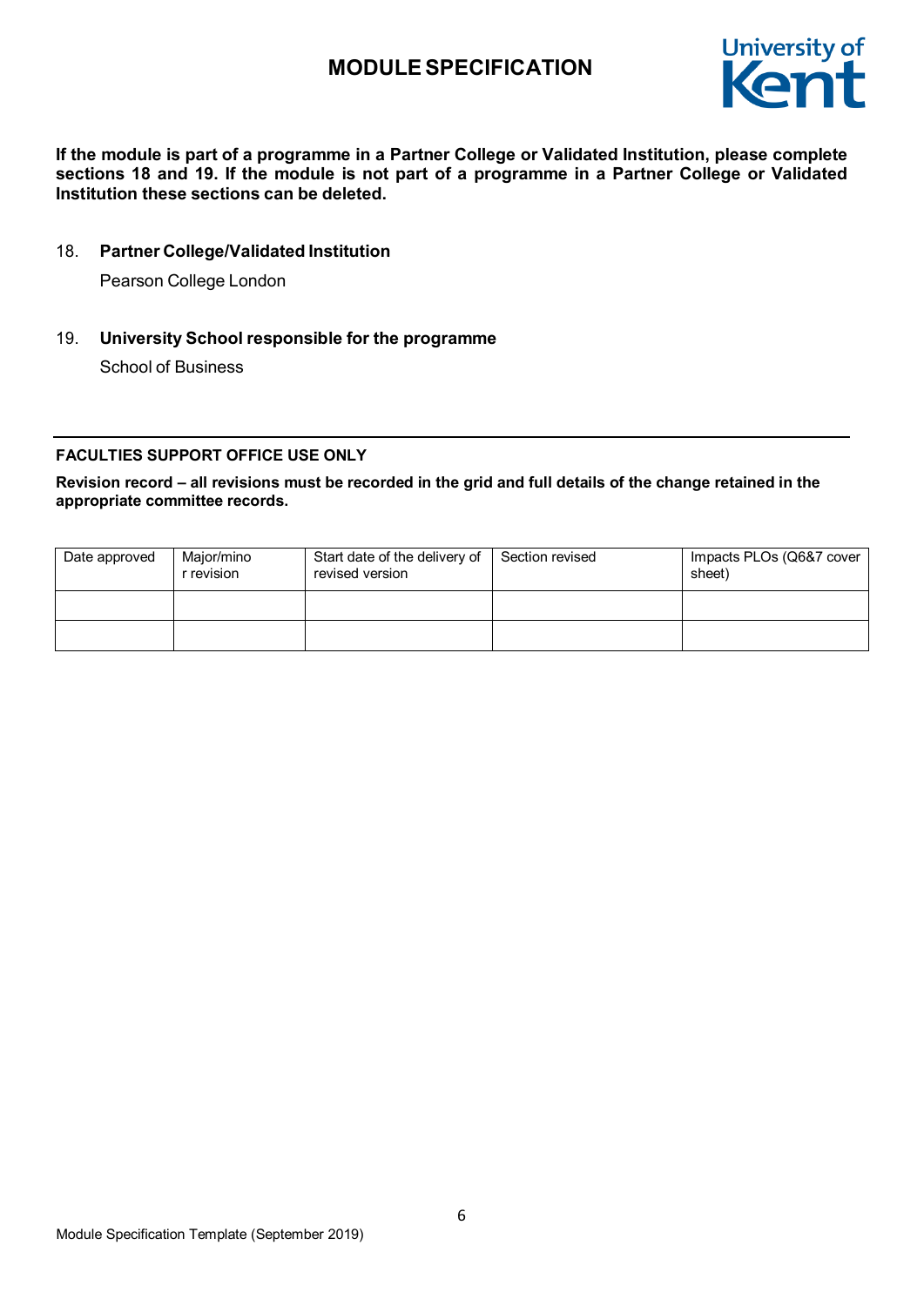**If the module is part of a programme in a Partner College or Validated Institution, please complete sections 18 and 19. If the module is not part of a programme in a Partner College or Validated Institution these sections can be deleted.**

18. **Partner College/Validated Institution**

    Pearson College London

19. **University School responsible for the programme**

    School of Business

---

**FACULTIES SUPPORT OFFICE USE ONLY**

**Revision record – all revisions must be recorded in the grid and full details of the change retained in the appropriate committee records.**

| Date approved | Major/minor revision | Start date of the delivery of revised version | Section revised | Impacts PLOs (Q6&7 cover sheet) |
|---|---|---|---|---|
| | | | | |
| | | | | |

Module Specification Template (September 2019)